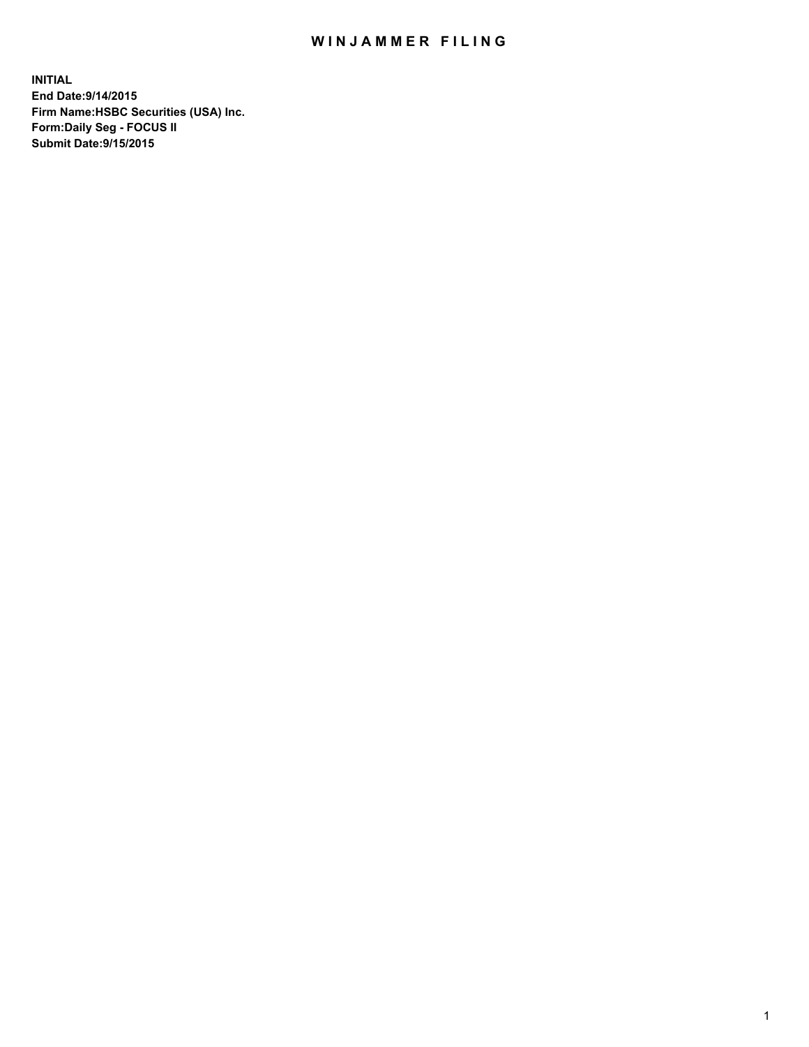# WINJAMMER FILING

**INITIAL**
**End Date:9/14/2015**
**Firm Name:HSBC Securities (USA) Inc.**
**Form:Daily Seg - FOCUS II**
**Submit Date:9/15/2015**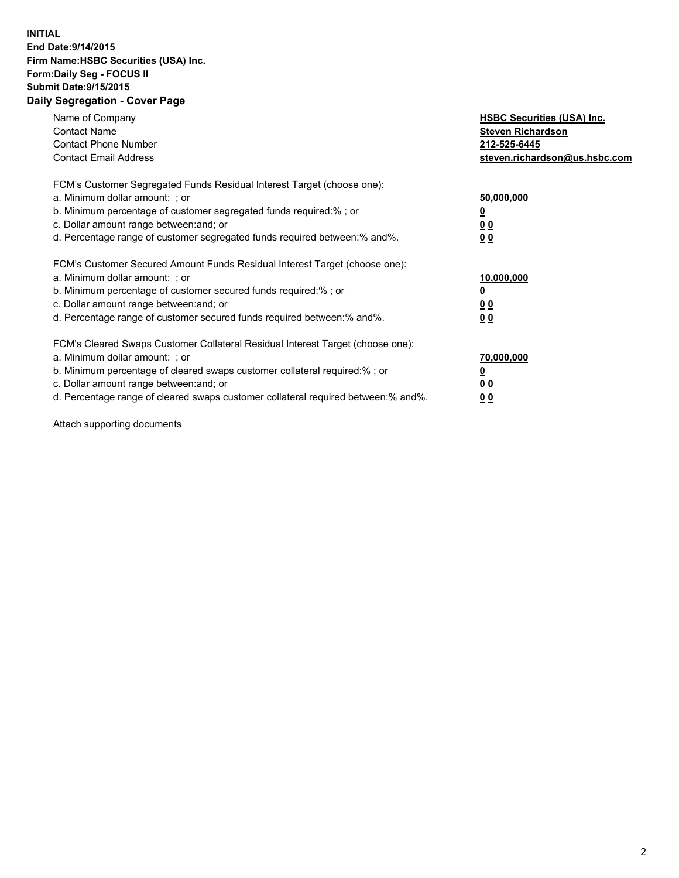**INITIAL**
**End Date:9/14/2015**
**Firm Name:HSBC Securities (USA) Inc.**
**Form:Daily Seg - FOCUS II**
**Submit Date:9/15/2015**

## Daily Segregation - Cover Page

| | |
|---|---|
| Name of Company | **HSBC Securities (USA) Inc.** |
| Contact Name | **Steven Richardson** |
| Contact Phone Number | **212-525-6445** |
| Contact Email Address | **steven.richardson@us.hsbc.com** |

| | |
|---|---|
| FCM's Customer Segregated Funds Residual Interest Target (choose one): | |
| a. Minimum dollar amount: ; or | **50,000,000** |
| b. Minimum percentage of customer segregated funds required:% ; or | **0** |
| c. Dollar amount range between:and; or | **0 0** |
| d. Percentage range of customer segregated funds required between:% and%. | **0 0** |

| | |
|---|---|
| FCM's Customer Secured Amount Funds Residual Interest Target (choose one): | |
| a. Minimum dollar amount: ; or | **10,000,000** |
| b. Minimum percentage of customer secured funds required:% ; or | **0** |
| c. Dollar amount range between:and; or | **0 0** |
| d. Percentage range of customer secured funds required between:% and%. | **0 0** |

| | |
|---|---|
| FCM's Cleared Swaps Customer Collateral Residual Interest Target (choose one): | |
| a. Minimum dollar amount: ; or | **70,000,000** |
| b. Minimum percentage of cleared swaps customer collateral required:% ; or | **0** |
| c. Dollar amount range between:and; or | **0 0** |
| d. Percentage range of cleared swaps customer collateral required between:% and%. | **0 0** |

Attach supporting documents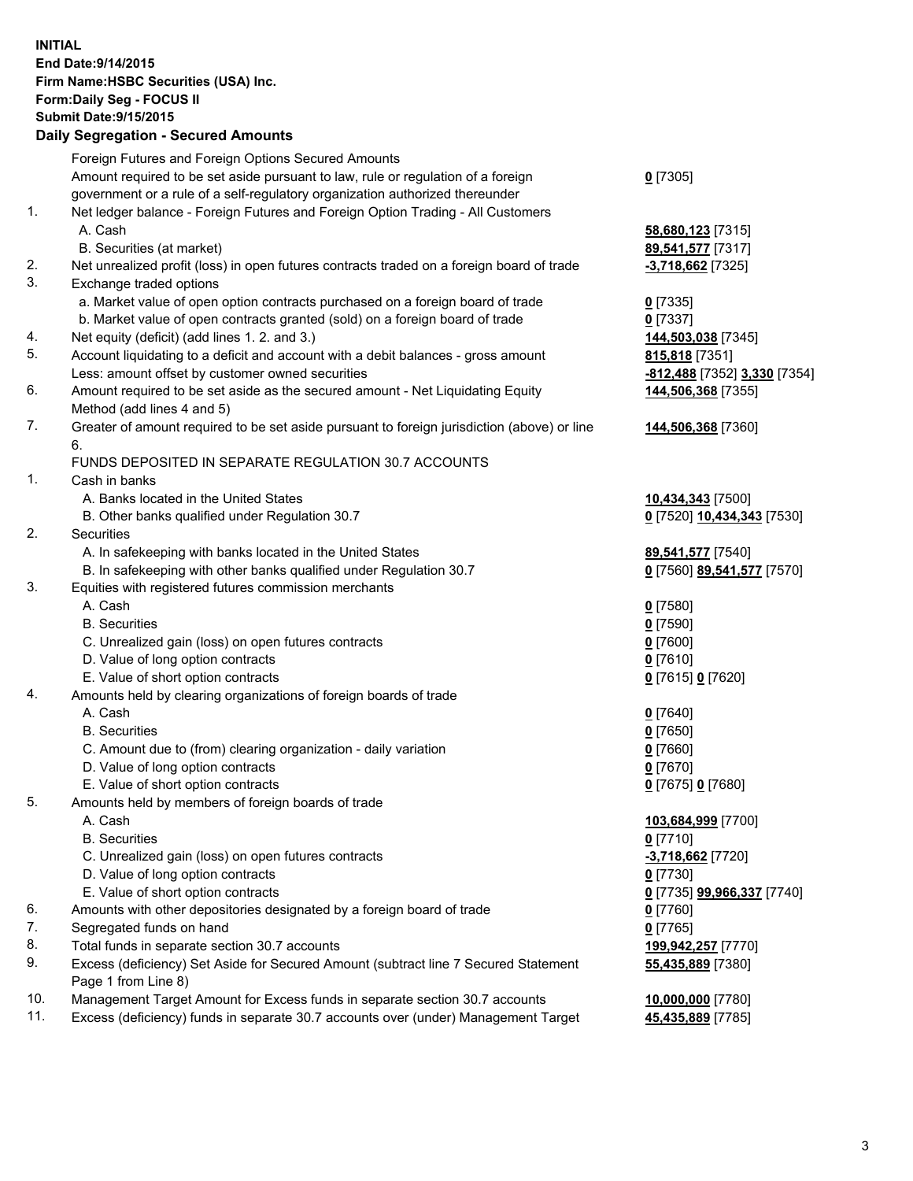**INITIAL**
**End Date:9/14/2015**
**Firm Name:HSBC Securities (USA) Inc.**
**Form:Daily Seg - FOCUS II**
**Submit Date:9/15/2015**

**Daily Segregation - Secured Amounts**

| | | |
|---|---|---|
| | Foreign Futures and Foreign Options Secured Amounts | |
| | Amount required to be set aside pursuant to law, rule or regulation of a foreign government or a rule of a self-regulatory organization authorized thereunder | **0** [7305] |
| 1. | Net ledger balance - Foreign Futures and Foreign Option Trading - All Customers | |
| | A. Cash | **58,680,123** [7315] |
| | B. Securities (at market) | **89,541,577** [7317] |
| 2. | Net unrealized profit (loss) in open futures contracts traded on a foreign board of trade | **-3,718,662** [7325] |
| 3. | Exchange traded options | |
| | a. Market value of open option contracts purchased on a foreign board of trade | **0** [7335] |
| | b. Market value of open contracts granted (sold) on a foreign board of trade | **0** [7337] |
| 4. | Net equity (deficit) (add lines 1. 2. and 3.) | **144,503,038** [7345] |
| 5. | Account liquidating to a deficit and account with a debit balances - gross amount | **815,818** [7351] |
| | Less: amount offset by customer owned securities | **-812,488** [7352] **3,330** [7354] |
| 6. | Amount required to be set aside as the secured amount - Net Liquidating Equity Method (add lines 4 and 5) | **144,506,368** [7355] |
| 7. | Greater of amount required to be set aside pursuant to foreign jurisdiction (above) or line 6. | **144,506,368** [7360] |
| | FUNDS DEPOSITED IN SEPARATE REGULATION 30.7 ACCOUNTS | |
| 1. | Cash in banks | |
| | A. Banks located in the United States | **10,434,343** [7500] |
| | B. Other banks qualified under Regulation 30.7 | **0** [7520] **10,434,343** [7530] |
| 2. | Securities | |
| | A. In safekeeping with banks located in the United States | **89,541,577** [7540] |
| | B. In safekeeping with other banks qualified under Regulation 30.7 | **0** [7560] **89,541,577** [7570] |
| 3. | Equities with registered futures commission merchants | |
| | A. Cash | **0** [7580] |
| | B. Securities | **0** [7590] |
| | C. Unrealized gain (loss) on open futures contracts | **0** [7600] |
| | D. Value of long option contracts | **0** [7610] |
| | E. Value of short option contracts | **0** [7615] **0** [7620] |
| 4. | Amounts held by clearing organizations of foreign boards of trade | |
| | A. Cash | **0** [7640] |
| | B. Securities | **0** [7650] |
| | C. Amount due to (from) clearing organization - daily variation | **0** [7660] |
| | D. Value of long option contracts | **0** [7670] |
| | E. Value of short option contracts | **0** [7675] **0** [7680] |
| 5. | Amounts held by members of foreign boards of trade | |
| | A. Cash | **103,684,999** [7700] |
| | B. Securities | **0** [7710] |
| | C. Unrealized gain (loss) on open futures contracts | **-3,718,662** [7720] |
| | D. Value of long option contracts | **0** [7730] |
| | E. Value of short option contracts | **0** [7735] **99,966,337** [7740] |
| 6. | Amounts with other depositories designated by a foreign board of trade | **0** [7760] |
| 7. | Segregated funds on hand | **0** [7765] |
| 8. | Total funds in separate section 30.7 accounts | **199,942,257** [7770] |
| 9. | Excess (deficiency) Set Aside for Secured Amount (subtract line 7 Secured Statement Page 1 from Line 8) | **55,435,889** [7380] |
| 10. | Management Target Amount for Excess funds in separate section 30.7 accounts | **10,000,000** [7780] |
| 11. | Excess (deficiency) funds in separate 30.7 accounts over (under) Management Target | **45,435,889** [7785] |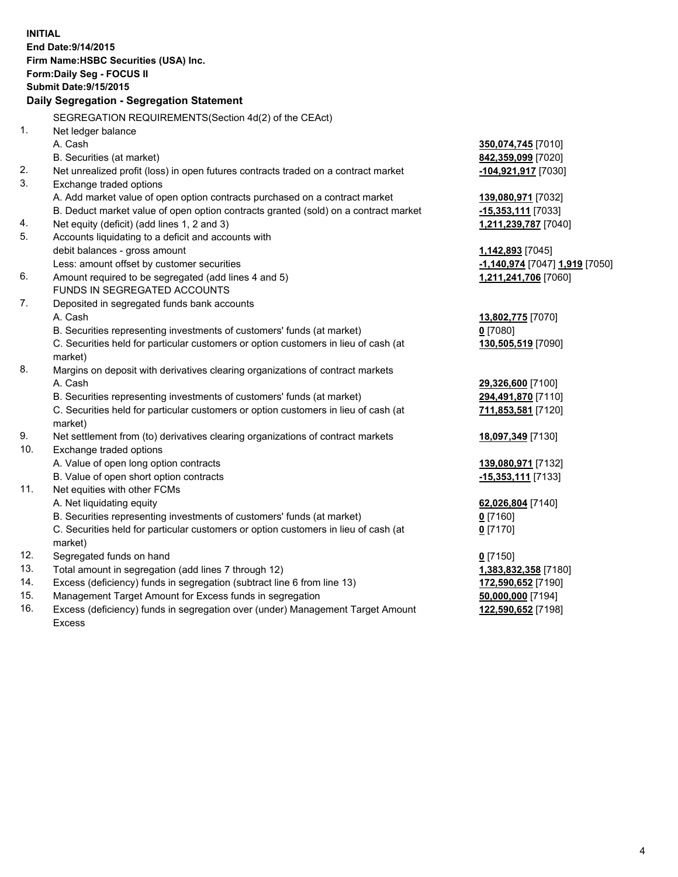**INITIAL**
**End Date:9/14/2015**
**Firm Name:HSBC Securities (USA) Inc.**
**Form:Daily Seg - FOCUS II**
**Submit Date:9/15/2015**

### Daily Segregation - Segregation Statement

| | | |
|---|---|---|
| | SEGREGATION REQUIREMENTS(Section 4d(2) of the CEAct) | |
| 1. | Net ledger balance | |
| | A. Cash | **350,074,745** [7010] |
| | B. Securities (at market) | **842,359,099** [7020] |
| 2. | Net unrealized profit (loss) in open futures contracts traded on a contract market | **-104,921,917** [7030] |
| 3. | Exchange traded options | |
| | A. Add market value of open option contracts purchased on a contract market | **139,080,971** [7032] |
| | B. Deduct market value of open option contracts granted (sold) on a contract market | **-15,353,111** [7033] |
| 4. | Net equity (deficit) (add lines 1, 2 and 3) | **1,211,239,787** [7040] |
| 5. | Accounts liquidating to a deficit and accounts with debit balances - gross amount | **1,142,893** [7045] |
| | Less: amount offset by customer securities | **-1,140,974** [7047] **1,919** [7050] |
| 6. | Amount required to be segregated (add lines 4 and 5) | **1,211,241,706** [7060] |
| | FUNDS IN SEGREGATED ACCOUNTS | |
| 7. | Deposited in segregated funds bank accounts | |
| | A. Cash | **13,802,775** [7070] |
| | B. Securities representing investments of customers' funds (at market) | **0** [7080] |
| | C. Securities held for particular customers or option customers in lieu of cash (at market) | **130,505,519** [7090] |
| 8. | Margins on deposit with derivatives clearing organizations of contract markets | |
| | A. Cash | **29,326,600** [7100] |
| | B. Securities representing investments of customers' funds (at market) | **294,491,870** [7110] |
| | C. Securities held for particular customers or option customers in lieu of cash (at market) | **711,853,581** [7120] |
| 9. | Net settlement from (to) derivatives clearing organizations of contract markets | **18,097,349** [7130] |
| 10. | Exchange traded options | |
| | A. Value of open long option contracts | **139,080,971** [7132] |
| | B. Value of open short option contracts | **-15,353,111** [7133] |
| 11. | Net equities with other FCMs | |
| | A. Net liquidating equity | **62,026,804** [7140] |
| | B. Securities representing investments of customers' funds (at market) | **0** [7160] |
| | C. Securities held for particular customers or option customers in lieu of cash (at market) | **0** [7170] |
| 12. | Segregated funds on hand | **0** [7150] |
| 13. | Total amount in segregation (add lines 7 through 12) | **1,383,832,358** [7180] |
| 14. | Excess (deficiency) funds in segregation (subtract line 6 from line 13) | **172,590,652** [7190] |
| 15. | Management Target Amount for Excess funds in segregation | **50,000,000** [7194] |
| 16. | Excess (deficiency) funds in segregation over (under) Management Target Amount Excess | **122,590,652** [7198] |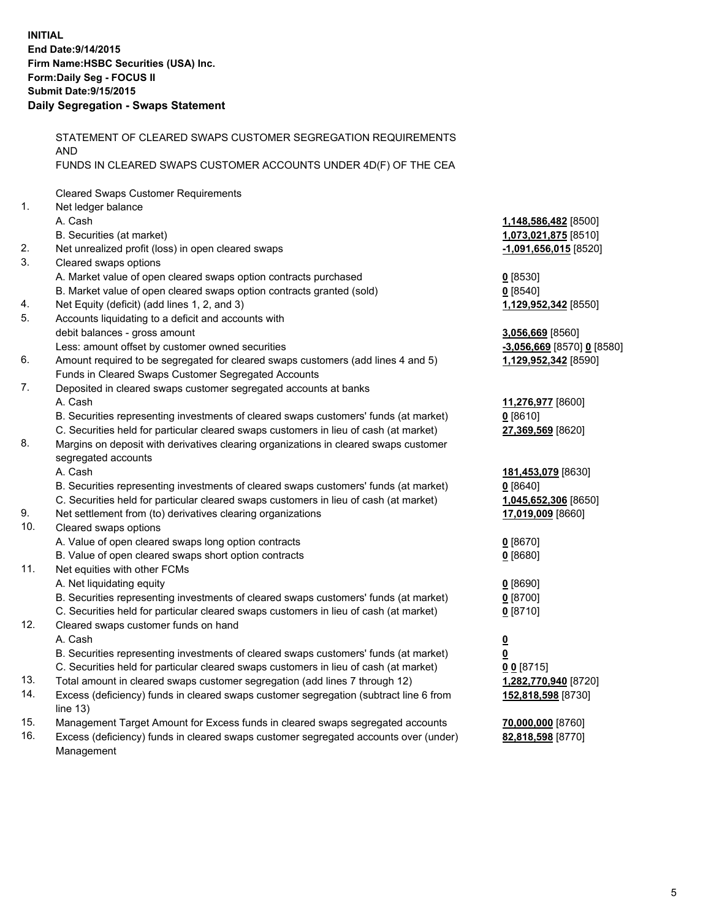**INITIAL**
**End Date:9/14/2015**
**Firm Name:HSBC Securities (USA) Inc.**
**Form:Daily Seg - FOCUS II**
**Submit Date:9/15/2015**
**Daily Segregation - Swaps Statement**

STATEMENT OF CLEARED SWAPS CUSTOMER SEGREGATION REQUIREMENTS AND FUNDS IN CLEARED SWAPS CUSTOMER ACCOUNTS UNDER 4D(F) OF THE CEA

| | | |
|---|---|---|
| | Cleared Swaps Customer Requirements | |
| 1. | Net ledger balance | |
| | A. Cash | 1,148,586,482 [8500] |
| | B. Securities (at market) | 1,073,021,875 [8510] |
| 2. | Net unrealized profit (loss) in open cleared swaps | -1,091,656,015 [8520] |
| 3. | Cleared swaps options | |
| | A. Market value of open cleared swaps option contracts purchased | 0 [8530] |
| | B. Market value of open cleared swaps option contracts granted (sold) | 0 [8540] |
| 4. | Net Equity (deficit) (add lines 1, 2, and 3) | 1,129,952,342 [8550] |
| 5. | Accounts liquidating to a deficit and accounts with debit balances - gross amount | 3,056,669 [8560] |
| | Less: amount offset by customer owned securities | -3,056,669 [8570] 0 [8580] |
| 6. | Amount required to be segregated for cleared swaps customers (add lines 4 and 5) | 1,129,952,342 [8590] |
| | Funds in Cleared Swaps Customer Segregated Accounts | |
| 7. | Deposited in cleared swaps customer segregated accounts at banks | |
| | A. Cash | 11,276,977 [8600] |
| | B. Securities representing investments of cleared swaps customers' funds (at market) | 0 [8610] |
| | C. Securities held for particular cleared swaps customers in lieu of cash (at market) | 27,369,569 [8620] |
| 8. | Margins on deposit with derivatives clearing organizations in cleared swaps customer segregated accounts | |
| | A. Cash | 181,453,079 [8630] |
| | B. Securities representing investments of cleared swaps customers' funds (at market) | 0 [8640] |
| | C. Securities held for particular cleared swaps customers in lieu of cash (at market) | 1,045,652,306 [8650] |
| 9. | Net settlement from (to) derivatives clearing organizations | 17,019,009 [8660] |
| 10. | Cleared swaps options | |
| | A. Value of open cleared swaps long option contracts | 0 [8670] |
| | B. Value of open cleared swaps short option contracts | 0 [8680] |
| 11. | Net equities with other FCMs | |
| | A. Net liquidating equity | 0 [8690] |
| | B. Securities representing investments of cleared swaps customers' funds (at market) | 0 [8700] |
| | C. Securities held for particular cleared swaps customers in lieu of cash (at market) | 0 [8710] |
| 12. | Cleared swaps customer funds on hand | |
| | A. Cash | 0 |
| | B. Securities representing investments of cleared swaps customers' funds (at market) | 0 |
| | C. Securities held for particular cleared swaps customers in lieu of cash (at market) | 0 0 [8715] |
| 13. | Total amount in cleared swaps customer segregation (add lines 7 through 12) | 1,282,770,940 [8720] |
| 14. | Excess (deficiency) funds in cleared swaps customer segregation (subtract line 6 from line 13) | 152,818,598 [8730] |
| 15. | Management Target Amount for Excess funds in cleared swaps segregated accounts | 70,000,000 [8760] |
| 16. | Excess (deficiency) funds in cleared swaps customer segregated accounts over (under) Management | 82,818,598 [8770] |